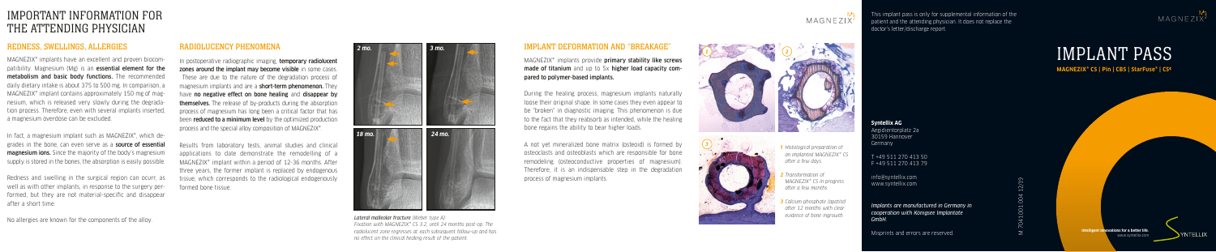# IMPORTANT INFORMATION FOR THE ATTENDING PHYSICIAN

## REDNESS, SWELLINGS, ALLERGIES

MAGNEZIX® implants have an excellent and proven biocompatibility. Magnesium (Mg) is an **essential element for the metabolism and basic body functions.** The recommended daily dietary intake is about 375 to 500 mg. In comparison, a MAGNEZIX® implant contains approximately 150 mg of magnesium, which is released very slowly during the degradation process. Therefore, even with several implants inserted, a magnesium overdose can be excluded.

In fact, a magnesium implant such as MAGNEZIX®, which degrades in the bone, can even serve as a **source of essential magnesium ions.** Since the majority of the body's magnesium supply is stored in the bones, the absorption is easily possible.

Redness and swelling in the surgical region can ocurr, as well as with other implants, in response to the surgery performed, but they are not material-specific and disappear after a short time.

No allergies are known for the components of the alloy.

## RADIOLUCENCY PHENOMENA

In postoperative radiographic imaging, **temporary radiolucent zones around the implant may become visible** in some cases. These are due to the nature of the degradation process of magnesium implants and are a **short-term phenomenon.** They have **no negative effect on bone healing** and **disappear by themselves.** The release of by-products during the absorption process of magnesium has long been a critical factor that has been **reduced to a minimum level** by the optimized production process and the special alloy composition of MAGNEZIX®.

Results from laboratory tests, animal studies and clinical applications to date demonstrate the remodelling of a MAGNEZIX® implant within a period of 12-36 months. After three years, the former implant is replaced by endogenous tissue, which corresponds to the radiological endogenously formed bone tissue.

2 mo. | 3 mo. | 18 mo. | 24 mo.

*Lateral malleolar fracture (Weber type A)*
*Fixation with MAGNEZIX® CS 3.2, until 24 months post-op. The radiolucent zone regresses at each subsequent follow-up and has no effect on the clinical healing result of the patient.*

## IMPLANT DEFORMATION AND "BREAKAGE"

MAGNEZIX® implants provide **primary stability like screws made of titanium** and up to 5x **higher load capacity compared to polymer-based implants.**

During the healing process, magnesium implants naturally loose their original shape. In some cases they even appear to be "broken" in diagnostic imaging. This phenomenon is due to the fact that they reabsorb as intended, while the healing bone regains the ability to bear higher loads.

A not yet mineralized bone matrix (osteoid) is formed by osteoclasts and osteoblasts which are responsible for bone remodeling (osteoconductive properties of magnesium). Therefore, it is an indispensable step in the degradation process of magnesium implants.

*1 Histological preparation of an implanted MAGNEZIX® CS after a few days*

*2 Transformation of MAGNEZIX® CS in progress after a few months*

*3 Calcium phosphate (apatite) after 12 months with clear evidence of bone ingrowth*

This implant pass is only for supplemental information of the patient and the attending physician. It does not replace the doctor's letter/discharge report.

**Syntellix AG**
Aegidientorplatz 2a
30159 Hannover
Germany

T +49 511 270 413 50
F +49 511 270 413 79

info@syntellix.com
www.syntellix.com

*Implants are manufactured in Germany in cooperation with Königsee Implantate GmbH.*

Misprints and errors are reserved.

M_7041.001.004_12/19

# IMPLANT PASS

**MAGNEZIX® CS | Pin | CBS | StarFuse® | CS^c**

Intelligent innovations for a better life.
www.syntellix.com

SYNTELLIX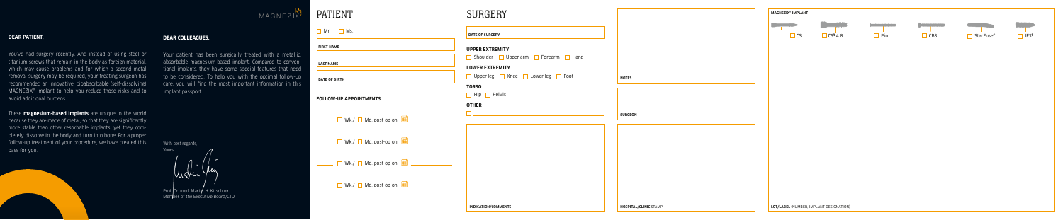MAGNEZIX

**DEAR PATIENT,**

You've had surgery recently. And instead of using steel or titanium screws that remain in the body as foreign material, which may cause problems and for which a second metal removal surgery may be required, your treating surgeon has recommended an innovative, bioabsorbable (self-dissolving) MAGNEZIX® implant to help you reduce those risks and to avoid additional burdens.

These **magnesium-based implants** are unique in the world because they are made of metal, so that they are significantly more stable than other resorbable implants, yet they completely dissolve in the body and turn into bone. For a proper follow-up treatment of your procedure, we have created this pass for you.

**DEAR COLLEAGUES,**

Your patient has been surgically treated with a metallic, absorbable magnesium-based implant. Compared to conventional implants, they have some special features that need to be considered. To help you with the optimal follow-up care, you will find the most important information in this implant passport.

With best regards,
Yours

Prof. Dr. med. Martin H. Kirschner
Member of the Executive Board/CTO

# PATIENT

☐ Mr. ☐ Ms.

**FIRST NAME**

**LAST NAME**

**DATE OF BIRTH**

**FOLLOW-UP APPOINTMENTS**

_____ ☐ Wk. / ☐ Mo. post-op on: _____________

_____ ☐ Wk. / ☐ Mo. post-op on: _____________

_____ ☐ Wk. / ☐ Mo. post-op on: _____________

_____ ☐ Wk. / ☐ Mo. post-op on: _____________

# SURGERY

**DATE OF SURGERY**

**UPPER EXTREMITY**

☐ Shoulder ☐ Upper arm ☐ Forearm ☐ Hand

**LOWER EXTREMITY**

☐ Upper leg ☐ Knee ☐ Lower leg ☐ Foot

**TORSO**

☐ Hip ☐ Pelvis

**OTHER**

☐ ____________________

**INDICATION/COMMENTS**

**NOTES**

**SURGEON**

**HOSPITAL/CLINIC** STAMP

**MAGNEZIX® IMPLANT**

☐ CS ☐ CS® 4.8 ☐ Pin ☐ CBS ☐ StarFuse® ☐ IFS®

**LOT/LABEL** (NUMBER, IMPLANT DESIGNATION)